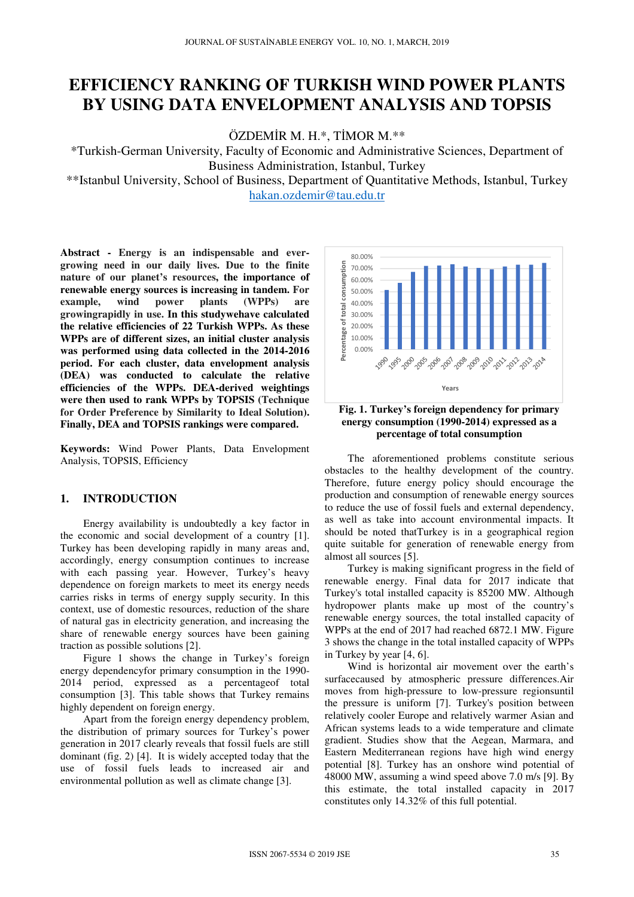# EFFICIENCY RANKING OF TURKISH WIND POWER PLANTS BY USING DATA ENVELOPMENT ANALYSIS AND TOPSIS

ÖZDEMİR M. H.*, TİMOR M.**

*Turkish-German University, Faculty of Economic and Administrative Sciences, Department of Business Administration, Istanbul, Turkey

**Istanbul University, School of Business, Department of Quantitative Methods, Istanbul, Turkey

hakan.ozdemir@tau.edu.tr

**Abstract - Energy is an indispensable and ever-growing need in our daily lives. Due to the finite nature of our planet's resources, the importance of renewable energy sources is increasing in tandem. For example, wind power plants (WPPs) are growingrapidly in use. In this studywehave calculated the relative efficiencies of 22 Turkish WPPs. As these WPPs are of different sizes, an initial cluster analysis was performed using data collected in the 2014-2016 period. For each cluster, data envelopment analysis (DEA) was conducted to calculate the relative efficiencies of the WPPs. DEA-derived weightings were then used to rank WPPs by TOPSIS (Technique for Order Preference by Similarity to Ideal Solution). Finally, DEA and TOPSIS rankings were compared.**

**Keywords:** Wind Power Plants, Data Envelopment Analysis, TOPSIS, Efficiency

## 1. INTRODUCTION

Energy availability is undoubtedly a key factor in the economic and social development of a country [1]. Turkey has been developing rapidly in many areas and, accordingly, energy consumption continues to increase with each passing year. However, Turkey's heavy dependence on foreign markets to meet its energy needs carries risks in terms of energy supply security. In this context, use of domestic resources, reduction of the share of natural gas in electricity generation, and increasing the share of renewable energy sources have been gaining traction as possible solutions [2].

Figure 1 shows the change in Turkey's foreign energy dependencyfor primary consumption in the 1990-2014 period, expressed as a percentageof total consumption [3]. This table shows that Turkey remains highly dependent on foreign energy.

Apart from the foreign energy dependency problem, the distribution of primary sources for Turkey's power generation in 2017 clearly reveals that fossil fuels are still dominant (fig. 2) [4]. It is widely accepted today that the use of fossil fuels leads to increased air and environmental pollution as well as climate change [3].

**Fig. 1. Turkey's foreign dependency for primary energy consumption (1990-2014) expressed as a percentage of total consumption**

The aforementioned problems constitute serious obstacles to the healthy development of the country. Therefore, future energy policy should encourage the production and consumption of renewable energy sources to reduce the use of fossil fuels and external dependency, as well as take into account environmental impacts. It should be noted thatTurkey is in a geographical region quite suitable for generation of renewable energy from almost all sources [5].

Turkey is making significant progress in the field of renewable energy. Final data for 2017 indicate that Turkey's total installed capacity is 85200 MW. Although hydropower plants make up most of the country's renewable energy sources, the total installed capacity of WPPs at the end of 2017 had reached 6872.1 MW. Figure 3 shows the change in the total installed capacity of WPPs in Turkey by year [4, 6].

Wind is horizontal air movement over the earth's surfacecaused by atmospheric pressure differences.Air moves from high-pressure to low-pressure regionsuntil the pressure is uniform [7]. Turkey's position between relatively cooler Europe and relatively warmer Asian and African systems leads to a wide temperature and climate gradient. Studies show that the Aegean, Marmara, and Eastern Mediterranean regions have high wind energy potential [8]. Turkey has an onshore wind potential of 48000 MW, assuming a wind speed above 7.0 m/s [9]. By this estimate, the total installed capacity in 2017 constitutes only 14.32% of this full potential.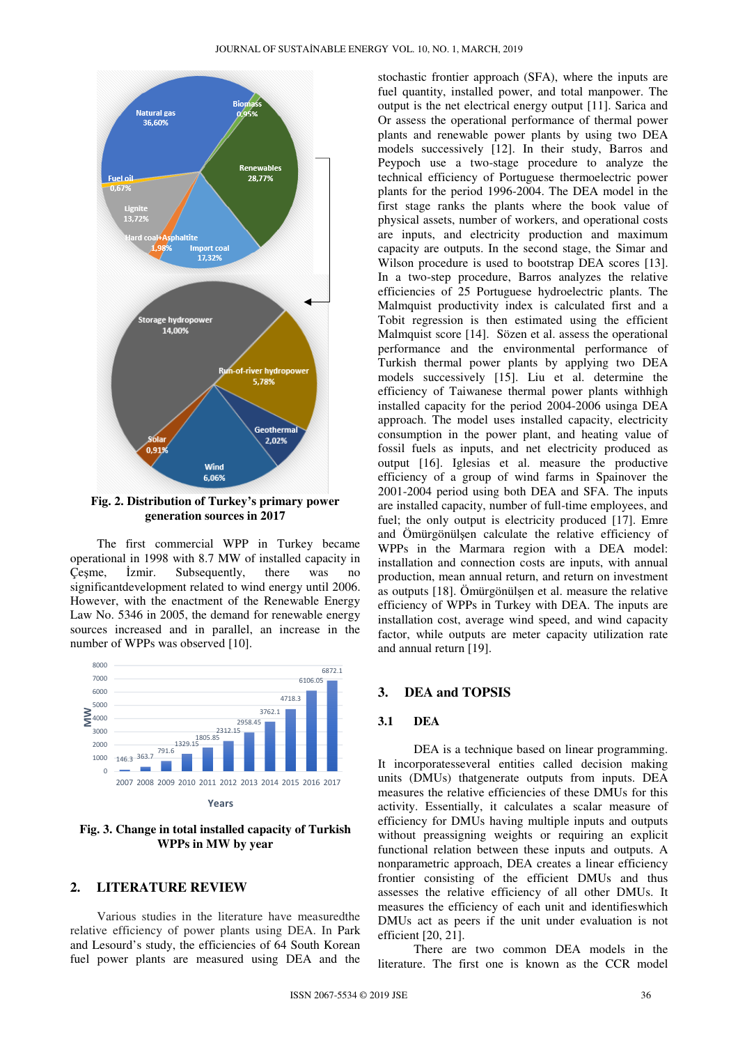**Fig. 2. Distribution of Turkey's primary power generation sources in 2017**

The first commercial WPP in Turkey became operational in 1998 with 8.7 MW of installed capacity in Çeşme, İzmir. Subsequently, there was no significantdevelopment related to wind energy until 2006. However, with the enactment of the Renewable Energy Law No. 5346 in 2005, the demand for renewable energy sources increased and in parallel, an increase in the number of WPPs was observed [10].

**Fig. 3. Change in total installed capacity of Turkish WPPs in MW by year**

## 2. LITERATURE REVIEW

Various studies in the literature have measuredthe relative efficiency of power plants using DEA. In Park and Lesourd's study, the efficiencies of 64 South Korean fuel power plants are measured using DEA and the stochastic frontier approach (SFA), where the inputs are fuel quantity, installed power, and total manpower. The output is the net electrical energy output [11]. Sarica and Or assess the operational performance of thermal power plants and renewable power plants by using two DEA models successively [12]. In their study, Barros and Peypoch use a two-stage procedure to analyze the technical efficiency of Portuguese thermoelectric power plants for the period 1996-2004. The DEA model in the first stage ranks the plants where the book value of physical assets, number of workers, and operational costs are inputs, and electricity production and maximum capacity are outputs. In the second stage, the Simar and Wilson procedure is used to bootstrap DEA scores [13]. In a two-step procedure, Barros analyzes the relative efficiencies of 25 Portuguese hydroelectric plants. The Malmquist productivity index is calculated first and a Tobit regression is then estimated using the efficient Malmquist score [14]. Sözen et al. assess the operational performance and the environmental performance of Turkish thermal power plants by applying two DEA models successively [15]. Liu et al. determine the efficiency of Taiwanese thermal power plants withhigh installed capacity for the period 2004-2006 usinga DEA approach. The model uses installed capacity, electricity consumption in the power plant, and heating value of fossil fuels as inputs, and net electricity produced as output [16]. Iglesias et al. measure the productive efficiency of a group of wind farms in Spainover the 2001-2004 period using both DEA and SFA. The inputs are installed capacity, number of full-time employees, and fuel; the only output is electricity produced [17]. Emre and Ömürgönülşen calculate the relative efficiency of WPPs in the Marmara region with a DEA model: installation and connection costs are inputs, with annual production, mean annual return, and return on investment as outputs [18]. Ömürgönülşen et al. measure the relative efficiency of WPPs in Turkey with DEA. The inputs are installation cost, average wind speed, and wind capacity factor, while outputs are meter capacity utilization rate and annual return [19].

## 3. DEA and TOPSIS

### 3.1 DEA

DEA is a technique based on linear programming. It incorporatesseveral entities called decision making units (DMUs) thatgenerate outputs from inputs. DEA measures the relative efficiencies of these DMUs for this activity. Essentially, it calculates a scalar measure of efficiency for DMUs having multiple inputs and outputs without preassigning weights or requiring an explicit functional relation between these inputs and outputs. A nonparametric approach, DEA creates a linear efficiency frontier consisting of the efficient DMUs and thus assesses the relative efficiency of all other DMUs. It measures the efficiency of each unit and identifieswhich DMUs act as peers if the unit under evaluation is not efficient [20, 21].

There are two common DEA models in the literature. The first one is known as the CCR model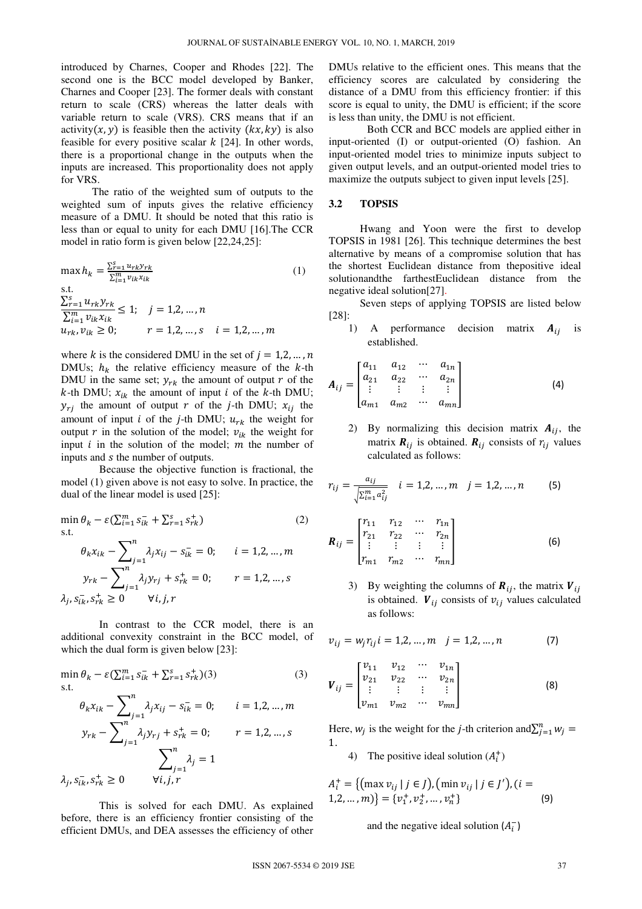introduced by Charnes, Cooper and Rhodes [22]. The second one is the BCC model developed by Banker, Charnes and Cooper [23]. The former deals with constant return to scale (CRS) whereas the latter deals with variable return to scale (VRS). CRS means that if an activity$(x, y)$ is feasible then the activity $(kx, ky)$ is also feasible for every positive scalar $k$ [24]. In other words, there is a proportional change in the outputs when the inputs are increased. This proportionality does not apply for VRS.

The ratio of the weighted sum of outputs to the weighted sum of inputs gives the relative efficiency measure of a DMU. It should be noted that this ratio is less than or equal to unity for each DMU [16].The CCR model in ratio form is given below [22,24,25]:

$$\max h_k = \frac{\sum_{r=1}^{s} u_{rk} y_{rk}}{\sum_{i=1}^{m} v_{ik} x_{ik}} \tag{1}$$

s.t.

$$\frac{\sum_{r=1}^{s} u_{rk} y_{rk}}{\sum_{i=1}^{m} v_{ik} x_{ik}} \leq 1; \quad j = 1,2,\dots,n$$

$$u_{rk}, v_{ik} \geq 0; \qquad r = 1,2,\dots,s \quad i = 1,2,\dots,m$$

where $k$ is the considered DMU in the set of $j = 1,2,\dots,n$ DMUs; $h_k$ the relative efficiency measure of the $k$-th DMU in the same set; $y_{rk}$ the amount of output $r$ of the $k$-th DMU; $x_{ik}$ the amount input $i$ of the $k$-th DMU; $y_{rj}$ the amount of output $r$ of the $j$-th DMU; $x_{ij}$ the amount of input $i$ of the $j$-th DMU; $u_{rk}$ the weight for output $r$ in the solution of the model; $v_{ik}$ the weight for input $i$ in the solution of the model; $m$ the number of inputs and $s$ the number of outputs.

Because the objective function is fractional, the model (1) given above is not easy to solve. In practice, the dual of the linear model is used [25]:

$$\min \theta_k - \varepsilon\left(\sum_{i=1}^{m} s_{ik}^{-} + \sum_{r=1}^{s} s_{rk}^{+}\right) \tag{2}$$

s.t.

$$\theta_k x_{ik} - \sum_{j=1}^{n} \lambda_j x_{ij} - s_{ik}^{-} = 0; \qquad i = 1,2,\dots,m$$

$$y_{rk} - \sum_{j=1}^{n} \lambda_j y_{rj} + s_{rk}^{+} = 0; \qquad r = 1,2,\dots,s$$

$$\lambda_j, s_{ik}^{-}, s_{rk}^{+} \geq 0 \qquad \forall i,j,r$$

In contrast to the CCR model, there is an additional convexity constraint in the BCC model, of which the dual form is given below [23]:

$$\min \theta_k - \varepsilon\left(\sum_{i=1}^{m} s_{ik}^{-} + \sum_{r=1}^{s} s_{rk}^{+}\right)(3) \tag{3}$$

s.t.

$$\theta_k x_{ik} - \sum_{j=1}^{n} \lambda_j x_{ij} - s_{ik}^{-} = 0; \qquad i = 1,2,\dots,m$$

$$y_{rk} - \sum_{j=1}^{n} \lambda_j y_{rj} + s_{rk}^{+} = 0; \qquad r = 1,2,\dots,s$$

$$\sum_{j=1}^{n} \lambda_j = 1$$

$$\lambda_j, s_{ik}^{-}, s_{rk}^{+} \geq 0 \qquad \forall i,j,r$$

This is solved for each DMU. As explained before, there is an efficiency frontier consisting of the efficient DMUs, and DEA assesses the efficiency of other DMUs relative to the efficient ones. This means that the efficiency scores are calculated by considering the distance of a DMU from this efficiency frontier: if this score is equal to unity, the DMU is efficient; if the score is less than unity, the DMU is not efficient.

Both CCR and BCC models are applied either in input-oriented (I) or output-oriented (O) fashion. An input-oriented model tries to minimize inputs subject to given output levels, and an output-oriented model tries to maximize the outputs subject to given input levels [25].

## 3.2 TOPSIS

Hwang and Yoon were the first to develop TOPSIS in 1981 [26]. This technique determines the best alternative by means of a compromise solution that has the shortest Euclidean distance from thepositive ideal solutionandthe farthestEuclidean distance from the negative ideal solution[27].

Seven steps of applying TOPSIS are listed below [28]:

1) A performance decision matrix $\boldsymbol{A}_{ij}$ is established.

$$\boldsymbol{A}_{ij} = \begin{bmatrix} a_{11} & a_{12} & \cdots & a_{1n} \\ a_{21} & a_{22} & \cdots & a_{2n} \\ \vdots & \vdots & \vdots & \vdots \\ a_{m1} & a_{m2} & \cdots & a_{mn} \end{bmatrix} \tag{4}$$

2) By normalizing this decision matrix $\boldsymbol{A}_{ij}$, the matrix $\boldsymbol{R}_{ij}$ is obtained. $\boldsymbol{R}_{ij}$ consists of $r_{ij}$ values calculated as follows:

$$r_{ij} = \frac{a_{ij}}{\sqrt{\sum_{i=1}^{m} a_{ij}^2}} \quad i = 1,2,\dots,m \quad j = 1,2,\dots,n \tag{5}$$

$$\boldsymbol{R}_{ij} = \begin{bmatrix} r_{11} & r_{12} & \cdots & r_{1n} \\ r_{21} & r_{22} & \cdots & r_{2n} \\ \vdots & \vdots & \vdots & \vdots \\ r_{m1} & r_{m2} & \cdots & r_{mn} \end{bmatrix} \tag{6}$$

3) By weighting the columns of $\boldsymbol{R}_{ij}$, the matrix $\boldsymbol{V}_{ij}$ is obtained. $\boldsymbol{V}_{ij}$ consists of $v_{ij}$ values calculated as follows:

$$v_{ij} = w_j r_{ij} \, i = 1,2,\dots,m \quad j = 1,2,\dots,n \tag{7}$$

$$\boldsymbol{V}_{ij} = \begin{bmatrix} v_{11} & v_{12} & \cdots & v_{1n} \\ v_{21} & v_{22} & \cdots & v_{2n} \\ \vdots & \vdots & \vdots & \vdots \\ v_{m1} & v_{m2} & \cdots & v_{mn} \end{bmatrix} \tag{8}$$

Here, $w_j$ is the weight for the $j$-th criterion and$\sum_{j=1}^{n} w_j = 1$.

4) The positive ideal solution $(A_i^{+})$

$$A_i^{+} = \left\{\left(\max v_{ij} \mid j \in J\right), \left(\min v_{ij} \mid j \in J'\right), (i = 1,2,\dots,m)\right\} = \{v_1^{+}, v_2^{+}, \dots, v_n^{+}\} \tag{9}$$

and the negative ideal solution $(A_i^{-})$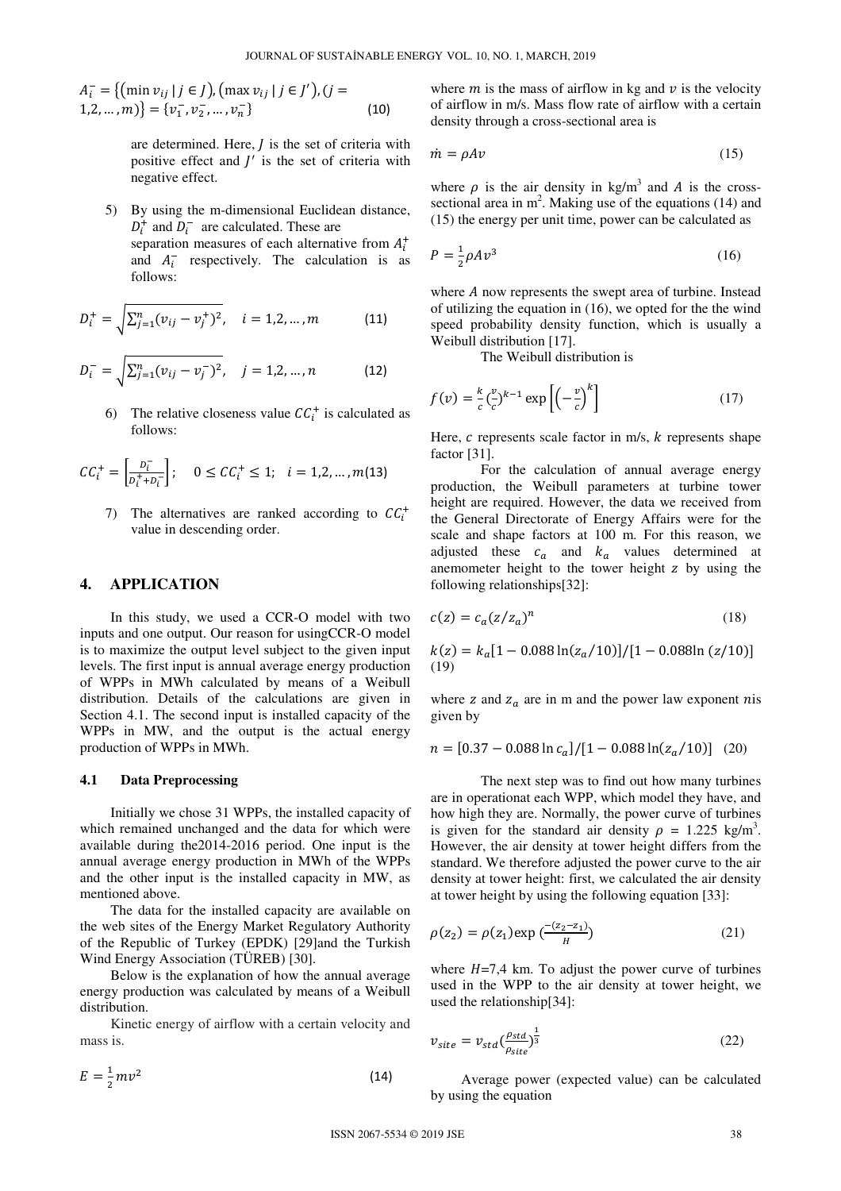$$A_i^- = \{(\min v_{ij} \mid j \in J), (\max v_{ij} \mid j \in J'), (j = 1,2,\dots,m)\} = \{v_1^-, v_2^-, \dots, v_n^-\} \quad (10)$$

are determined. Here, $J$ is the set of criteria with positive effect and $J'$ is the set of criteria with negative effect.

5) By using the m-dimensional Euclidean distance, $D_i^+$ and $D_i^-$ are calculated. These are separation measures of each alternative from $A_i^+$ and $A_i^-$ respectively. The calculation is as follows:

$$D_i^+ = \sqrt{\sum_{j=1}^{n}(v_{ij} - v_j^+)^2}, \quad i = 1,2,\dots,m \quad (11)$$

$$D_i^- = \sqrt{\sum_{j=1}^{n}(v_{ij} - v_j^-)^2}, \quad j = 1,2,\dots,n \quad (12)$$

6) The relative closeness value $CC_i^+$ is calculated as follows:

$$CC_i^+ = \left[\frac{D_i^-}{D_i^+ + D_i^-}\right]; \quad 0 \leq CC_i^+ \leq 1; \quad i = 1,2,\dots,m \quad (13)$$

7) The alternatives are ranked according to $CC_i^+$ value in descending order.

## 4. APPLICATION

In this study, we used a CCR-O model with two inputs and one output. Our reason for usingCCR-O model is to maximize the output level subject to the given input levels. The first input is annual average energy production of WPPs in MWh calculated by means of a Weibull distribution. Details of the calculations are given in Section 4.1. The second input is installed capacity of the WPPs in MW, and the output is the actual energy production of WPPs in MWh.

### 4.1 Data Preprocessing

Initially we chose 31 WPPs, the installed capacity of which remained unchanged and the data for which were available during the2014-2016 period. One input is the annual average energy production in MWh of the WPPs and the other input is the installed capacity in MW, as mentioned above.

The data for the installed capacity are available on the web sites of the Energy Market Regulatory Authority of the Republic of Turkey (EPDK) [29]and the Turkish Wind Energy Association (TÜREB) [30].

Below is the explanation of how the annual average energy production was calculated by means of a Weibull distribution.

Kinetic energy of airflow with a certain velocity and mass is.

$$E = \frac{1}{2}mv^2 \quad (14)$$

where $m$ is the mass of airflow in kg and $v$ is the velocity of airflow in m/s. Mass flow rate of airflow with a certain density through a cross-sectional area is

$$\dot{m} = \rho A v \quad (15)$$

where $\rho$ is the air density in kg/m$^3$ and $A$ is the cross-sectional area in m$^2$. Making use of the equations (14) and (15) the energy per unit time, power can be calculated as

$$P = \frac{1}{2}\rho A v^3 \quad (16)$$

where $A$ now represents the swept area of turbine. Instead of utilizing the equation in (16), we opted for the the wind speed probability density function, which is usually a Weibull distribution [17].

The Weibull distribution is

$$f(v) = \frac{k}{c}\left(\frac{v}{c}\right)^{k-1}\exp\left[\left(-\frac{v}{c}\right)^k\right] \quad (17)$$

Here, $c$ represents scale factor in m/s, $k$ represents shape factor [31].

For the calculation of annual average energy production, the Weibull parameters at turbine tower height are required. However, the data we received from the General Directorate of Energy Affairs were for the scale and shape factors at 100 m. For this reason, we adjusted these $c_a$ and $k_a$ values determined at anemometer height to the tower height $z$ by using the following relationships[32]:

$$c(z) = c_a(z/z_a)^n \quad (18)$$

$$k(z) = k_a[1 - 0.088\ln(z_a/10)]/[1 - 0.088\ln(z/10)] \quad (19)$$

where $z$ and $z_a$ are in m and the power law exponent $n$is given by

$$n = [0.37 - 0.088\ln c_a]/[1 - 0.088\ln(z_a/10)] \quad (20)$$

The next step was to find out how many turbines are in operationat each WPP, which model they have, and how high they are. Normally, the power curve of turbines is given for the standard air density $\rho$ = 1.225 kg/m$^3$. However, the air density at tower height differs from the standard. We therefore adjusted the power curve to the air density at tower height: first, we calculated the air density at tower height by using the following equation [33]:

$$\rho(z_2) = \rho(z_1)\exp\left(\frac{-(z_2 - z_1)}{H}\right) \quad (21)$$

where $H$=7,4 km. To adjust the power curve of turbines used in the WPP to the air density at tower height, we used the relationship[34]:

$$v_{site} = v_{std}\left(\frac{\rho_{std}}{\rho_{site}}\right)^{\frac{1}{3}} \quad (22)$$

Average power (expected value) can be calculated by using the equation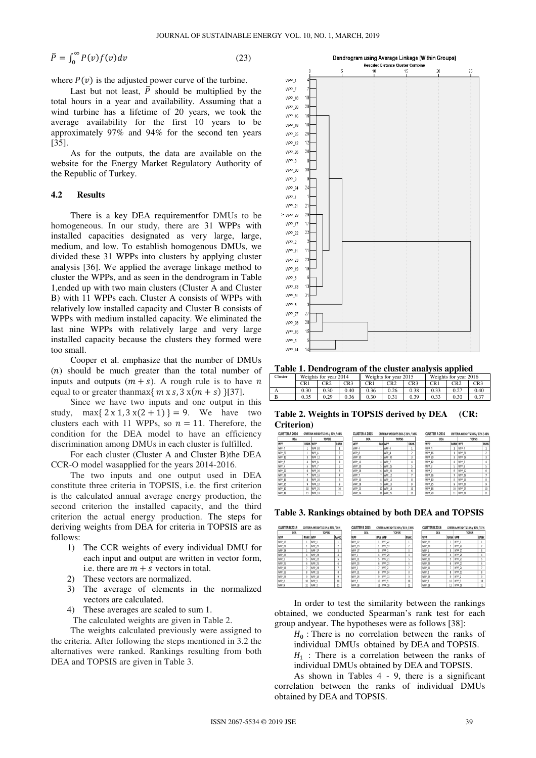$$\bar{P} = \int_0^\infty P(v)f(v)dv \tag{23}$$

where $P(v)$ is the adjusted power curve of the turbine.

Last but not least, $\bar{P}$ should be multiplied by the total hours in a year and availability. Assuming that a wind turbine has a lifetime of 20 years, we took the average availability for the first 10 years to be approximately 97% and 94% for the second ten years [35].

As for the outputs, the data are available on the website for the Energy Market Regulatory Authority of the Republic of Turkey.

### 4.2 Results

There is a key DEA requirementfor DMUs to be homogeneous. In our study, there are 31 WPPs with installed capacities designated as very large, large, medium, and low. To establish homogenous DMUs, we divided these 31 WPPs into clusters by applying cluster analysis [36]. We applied the average linkage method to cluster the WPPs, and as seen in the dendrogram in Table 1,ended up with two main clusters (Cluster A and Cluster B) with 11 WPPs each. Cluster A consists of WPPs with relatively low installed capacity and Cluster B consists of WPPs with medium installed capacity. We eliminated the last nine WPPs with relatively large and very large installed capacity because the clusters they formed were too small.

Cooper et al. emphasize that the number of DMUs $(n)$ should be much greater than the total number of inputs and outputs $(m + s)$. A rough rule is to have $n$ equal to or greater thanmax{ $m$ x $s$, 3 x$(m + s)$ }[37].

Since we have two inputs and one output in this study, max{ 2 x 1, 3 x(2 + 1) } = 9. We have two clusters each with 11 WPPs, so $n = 11$. Therefore, the condition for the DEA model to have an efficiency discrimination among DMUs in each cluster is fulfilled.

For each cluster (Cluster A and Cluster B)the DEA CCR-O model wasapplied for the years 2014-2016.

The two inputs and one output used in DEA constitute three criteria in TOPSIS, i.e. the first criterion is the calculated annual average energy production, the second criterion the installed capacity, and the third criterion the actual energy production. The steps for deriving weights from DEA for criteria in TOPSIS are as follows:

1) The CCR weights of every individual DMU for each input and output are written in vector form, i.e. there are $m + s$ vectors in total.
2) These vectors are normalized.
3) The average of elements in the normalized vectors are calculated.
4) These averages are scaled to sum 1.

The calculated weights are given in Table 2.

The weights calculated previously were assigned to the criteria. After following the steps mentioned in 3.2 the alternatives were ranked. Rankings resulting from both DEA and TOPSIS are given in Table 3.

Dendrogram using Average Linkage (Within Groups)

Rescaled Distance Cluster Combine

**Table 1. Dendrogram of the cluster analysis applied**

| Cluster | Weights for year 2014 | | | Weights for year 2015 | | | Weights for year 2016 | | |
|---|---|---|---|---|---|---|---|---|---|
| | CR1 | CR2 | CR3 | CR1 | CR2 | CR3 | CR1 | CR2 | CR3 |
| A | 0.30 | 0.30 | 0.40 | 0.36 | 0.26 | 0.38 | 0.33 | 0.27 | 0.40 |
| B | 0.35 | 0.29 | 0.36 | 0.30 | 0.31 | 0.39 | 0.33 | 0.30 | 0.37 |

**Table 2. Weights in TOPSIS derived by DEA (CR: Criterion)**

CLUSTER A 2014 — CRITERIA WEIGHTS 30% / 30% / 40%

| DEA WPP | RANK | TOPSIS WPP | RANK |
|---|---|---|---|
| WPP_4 | 1 | WPP_10 | 1 |
| WPP_30 | 1 | WPP_4 | 2 |
| WPP_12 | 3 | WPP_12 | 3 |
| WPP_8 | 4 | WPP_8 | 4 |
| WPP_7 | 5 | WPP_7 | 5 |
| WPP_20 | 6 | WPP_26 | 6 |
| WPP_26 | 7 | WPP_16 | 7 |
| WPP_16 | 8 | WPP_20 | 8 |
| WPP_25 | 9 | WPP_10 | 9 |
| WPP_10 | 10 | WPP_25 | 10 |
| WPP_18 | 11 | WPP_18 | 11 |

CLUSTER A 2015 — CRITERIA WEIGHTS 36% / 26% / 38%

| DEA WPP | RANK | TOPSIS WPP | RANK |
|---|---|---|---|
| WPP_4 | 1 | WPP_4 | 1 |
| WPP_8 | 1 | WPP_8 | 2 |
| WPP_30 | 1 | WPP_30 | 3 |
| WPP_12 | 4 | WPP_7 | 4 |
| WPP_20 | 5 | WPP_26 | 5 |
| WPP_26 | 6 | WPP_20 | 6 |
| WPP_7 | 7 | WPP_12 | 7 |
| WPP_10 | 8 | WPP_10 | 8 |
| WPP_18 | 9 | WPP_18 | 9 |
| WPP_25 | 10 | WPP_18 | 10 |
| WPP_16 | 11 | WPP_25 | 11 |

CLUSTER A 2016 — CRITERIA WEIGHTS 33% / 27% / 40%

| DEA WPP | RANK | TOPSIS WPP | RANK |
|---|---|---|---|
| WPP_4 | 1 | WPP_4 | 1 |
| WPP_16 | 1 | WPP_30 | 2 |
| WPP_30 | 3 | WPP_16 | 3 |
| WPP_12 | 4 | WPP_7 | 4 |
| WPP_8 | 5 | WPP_8 | 5 |
| WPP_7 | 6 | WPP_12 | 6 |
| WPP_26 | 7 | WPP_26 | 7 |
| WPP_10 | 8 | WPP_10 | 8 |
| WPP_25 | 9 | WPP_18 | 9 |
| WPP_18 | 10 | WPP_25 | 10 |
| WPP_20 | 11 | WPP_18 | 11 |

CLUSTER B 2014 — CRITERIA WEIGHTS 35% / 29% / 36%

| DEA WPP | RANK | TOPSIS WPP | RANK |
|---|---|---|---|
| WPP_17 | 1 | WPP_1 | 1 |
| WPP_23 | 1 | WPP_29 | 2 |
| WPP_29 | 1 | WPP_17 | 3 |
| WPP_22 | 4 | WPP_23 | 4 |
| WPP_1 | 5 | WPP_22 | 5 |
| WPP_21 | 6 | WPP_21 | 6 |
| WPP_18 | 7 | WPP_24 | 7 |
| WPP_11 | 8 | WPP_11 | 8 |
| WPP_24 | 9 | WPP_18 | 9 |
| WPP_2 | 10 | WPP_9 | 10 |
| WPP_9 | 11 | WPP_2 | 11 |

CLUSTER B 2015 — CRITERIA WEIGHTS 30% / 31% / 39%

| DEA WPP | RANK | TOPSIS WPP | RANK |
|---|---|---|---|
| WPP_22 | 1 | WPP_22 | 1 |
| WPP_29 | 1 | WPP_17 | 2 |
| WPP_17 | 3 | WPP_1 | 3 |
| WPP_1 | 4 | WPP_29 | 4 |
| WPP_21 | 5 | WPP_21 | 5 |
| WPP_23 | 6 | WPP_23 | 6 |
| WPP_2 | 7 | WPP_2 | 7 |
| WPP_11 | 8 | WPP_24 | 8 |
| WPP_24 | 9 | WPP_11 | 9 |
| WPP_9 | 10 | WPP_9 | 10 |
| WPP_18 | 11 | WPP_18 | 11 |

CLUSTER B 2016 — CRITERIA WEIGHTS 33% / 30% / 37%

| DEA WPP | RANK | TOPSIS WPP | RANK |
|---|---|---|---|
| WPP_22 | 1 | WPP_1 | 1 |
| WPP_29 | 1 | WPP_22 | 2 |
| WPP_1 | 3 | WPP_17 | 3 |
| WPP_17 | 4 | WPP_29 | 4 |
| WPP_21 | 5 | WPP_21 | 5 |
| WPP_23 | 6 | WPP_23 | 6 |
| WPP_11 | 7 | WPP_24 | 7 |
| WPP_2 | 8 | WPP_11 | 8 |
| WPP_24 | 9 | WPP_2 | 9 |
| WPP_9 | 10 | WPP_9 | 10 |
| WPP_18 | 11 | WPP_18 | 11 |

**Table 3. Rankings obtained by both DEA and TOPSIS**

In order to test the similarity between the rankings obtained, we conducted Spearman's rank test for each group andyear. The hypotheses were as follows [38]:

$H_0$ : There is no correlation between the ranks of individual DMUs obtained by DEA and TOPSIS.

$H_1$ : There is a correlation between the ranks of individual DMUs obtained by DEA and TOPSIS.

As shown in Tables 4 - 9, there is a significant correlation between the ranks of individual DMUs obtained by DEA and TOPSIS.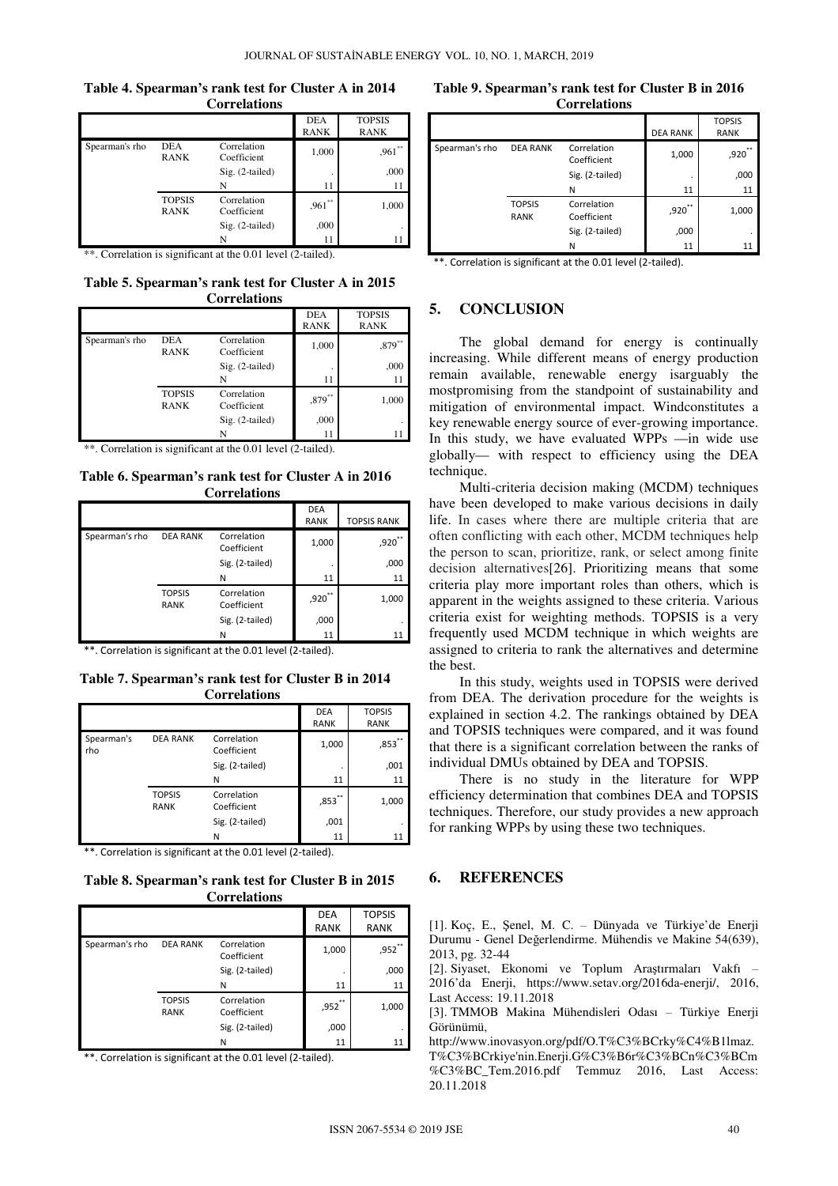**Table 4. Spearman's rank test for Cluster A in 2014**

**Correlations**

| | | | DEA RANK | TOPSIS RANK |
|---|---|---|---|---|
| Spearman's rho | DEA RANK | Correlation Coefficient | 1,000 | ,961** |
| | | Sig. (2-tailed) | . | ,000 |
| | | N | 11 | 11 |
| | TOPSIS RANK | Correlation Coefficient | ,961** | 1,000 |
| | | Sig. (2-tailed) | ,000 | . |
| | | N | 11 | 11 |

**. Correlation is significant at the 0.01 level (2-tailed).

**Table 5. Spearman's rank test for Cluster A in 2015**

**Correlations**

| | | | DEA RANK | TOPSIS RANK |
|---|---|---|---|---|
| Spearman's rho | DEA RANK | Correlation Coefficient | 1,000 | ,879** |
| | | Sig. (2-tailed) | . | ,000 |
| | | N | 11 | 11 |
| | TOPSIS RANK | Correlation Coefficient | ,879** | 1,000 |
| | | Sig. (2-tailed) | ,000 | . |
| | | N | 11 | 11 |

**. Correlation is significant at the 0.01 level (2-tailed).

**Table 6. Spearman's rank test for Cluster A in 2016**

**Correlations**

| | | | DEA RANK | TOPSIS RANK |
|---|---|---|---|---|
| Spearman's rho | DEA RANK | Correlation Coefficient | 1,000 | ,920** |
| | | Sig. (2-tailed) | . | ,000 |
| | | N | 11 | 11 |
| | TOPSIS RANK | Correlation Coefficient | ,920** | 1,000 |
| | | Sig. (2-tailed) | ,000 | . |
| | | N | 11 | 11 |

**. Correlation is significant at the 0.01 level (2-tailed).

**Table 7. Spearman's rank test for Cluster B in 2014**

**Correlations**

| | | | DEA RANK | TOPSIS RANK |
|---|---|---|---|---|
| Spearman's rho | DEA RANK | Correlation Coefficient | 1,000 | ,853** |
| | | Sig. (2-tailed) | . | ,001 |
| | | N | 11 | 11 |
| | TOPSIS RANK | Correlation Coefficient | ,853** | 1,000 |
| | | Sig. (2-tailed) | ,001 | . |
| | | N | 11 | 11 |

**. Correlation is significant at the 0.01 level (2-tailed).

**Table 8. Spearman's rank test for Cluster B in 2015**

**Correlations**

| | | | DEA RANK | TOPSIS RANK |
|---|---|---|---|---|
| Spearman's rho | DEA RANK | Correlation Coefficient | 1,000 | ,952** |
| | | Sig. (2-tailed) | . | ,000 |
| | | N | 11 | 11 |
| | TOPSIS RANK | Correlation Coefficient | ,952** | 1,000 |
| | | Sig. (2-tailed) | ,000 | . |
| | | N | 11 | 11 |

**. Correlation is significant at the 0.01 level (2-tailed).

**Table 9. Spearman's rank test for Cluster B in 2016**

**Correlations**

| | | | DEA RANK | TOPSIS RANK |
|---|---|---|---|---|
| Spearman's rho | DEA RANK | Correlation Coefficient | 1,000 | ,920** |
| | | Sig. (2-tailed) | . | ,000 |
| | | N | 11 | 11 |
| | TOPSIS RANK | Correlation Coefficient | ,920** | 1,000 |
| | | Sig. (2-tailed) | ,000 | . |
| | | N | 11 | 11 |

**. Correlation is significant at the 0.01 level (2-tailed).

## 5. CONCLUSION

The global demand for energy is continually increasing. While different means of energy production remain available, renewable energy isarguably the mostpromising from the standpoint of sustainability and mitigation of environmental impact. Windconstitutes a key renewable energy source of ever-growing importance. In this study, we have evaluated WPPs —in wide use globally— with respect to efficiency using the DEA technique.

Multi-criteria decision making (MCDM) techniques have been developed to make various decisions in daily life. In cases where there are multiple criteria that are often conflicting with each other, MCDM techniques help the person to scan, prioritize, rank, or select among finite decision alternatives[26]. Prioritizing means that some criteria play more important roles than others, which is apparent in the weights assigned to these criteria. Various criteria exist for weighting methods. TOPSIS is a very frequently used MCDM technique in which weights are assigned to criteria to rank the alternatives and determine the best.

In this study, weights used in TOPSIS were derived from DEA. The derivation procedure for the weights is explained in section 4.2. The rankings obtained by DEA and TOPSIS techniques were compared, and it was found that there is a significant correlation between the ranks of individual DMUs obtained by DEA and TOPSIS.

There is no study in the literature for WPP efficiency determination that combines DEA and TOPSIS techniques. Therefore, our study provides a new approach for ranking WPPs by using these two techniques.

## 6. REFERENCES

[1]. Koç, E., Şenel, M. C. – Dünyada ve Türkiye'de Enerji Durumu - Genel Değerlendirme. Mühendis ve Makine 54(639), 2013, pg. 32-44

[2]. Siyaset, Ekonomi ve Toplum Araştırmaları Vakfı – 2016'da Enerji, https://www.setav.org/2016da-enerji/, 2016, Last Access: 19.11.2018

[3]. TMMOB Makina Mühendisleri Odası – Türkiye Enerji Görünümü, http://www.inovasyon.org/pdf/O.T%C3%BCrky%C4%B1lmaz.T%C3%BCrkiye'nin.Enerji.G%C3%B6r%C3%BCn%C3%BCm%C3%BC_Tem.2016.pdf Temmuz 2016, Last Access: 20.11.2018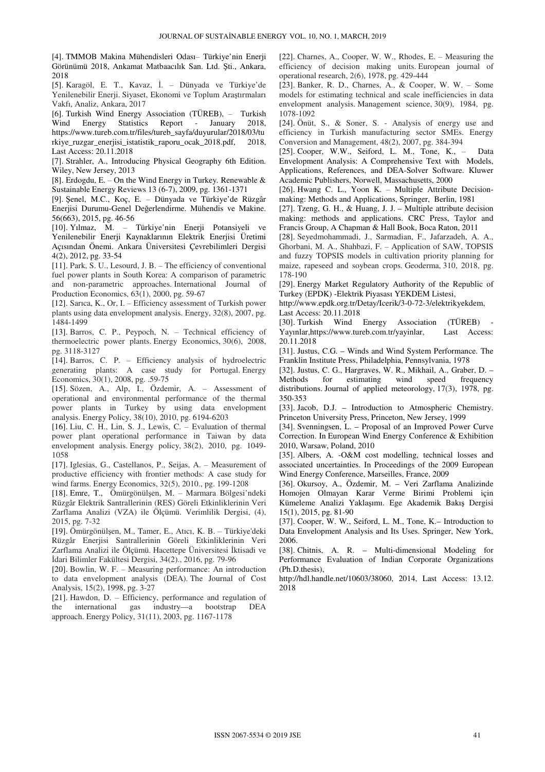[4]. TMMOB Makina Mühendisleri Odası– Türkiye'nin Enerji Görünümü 2018, Ankamat Matbaacılık San. Ltd. Şti., Ankara, 2018

[5]. Karagöl, E. T., Kavaz, İ. – Dünyada ve Türkiye'de Yenilenebilir Enerji. Siyaset, Ekonomi ve Toplum Araştırmaları Vakfı, Analiz, Ankara, 2017

[6]. Turkish Wind Energy Association (TÜREB), – Turkish Wind Energy Statistics Report - January 2018, https://www.tureb.com.tr/files/tureb_sayfa/duyurular/2018/03/turkiye_ruzgar_enerjisi_istatistik_raporu_ocak_2018.pdf, 2018, Last Access: 20.11.2018

[7]. Strahler, A., Introducing Physical Geography 6th Edition. Wiley, New Jersey, 2013

[8]. Erdogdu, E. – On the Wind Energy in Turkey. Renewable & Sustainable Energy Reviews 13 (6-7), 2009, pg. 1361-1371

[9]. Şenel, M.C., Koç, E. – Dünyada ve Türkiye'de Rüzgâr Enerjisi Durumu-Genel Değerlendirme. Mühendis ve Makine. 56(663), 2015, pg. 46-56

[10]. Yılmaz, M. – Türkiye'nin Enerji Potansiyeli ve Yenilenebilir Enerji Kaynaklarının Elektrik Enerjisi Üretimi Açısından Önemi. Ankara Üniversitesi Çevrebilimleri Dergisi 4(2), 2012, pg. 33-54

[11]. Park, S. U., Lesourd, J. B. – The efficiency of conventional fuel power plants in South Korea: A comparison of parametric and non-parametric approaches. International Journal of Production Economics, 63(1), 2000, pg. 59-67

[12]. Sarıca, K., Or, I. – Efficiency assessment of Turkish power plants using data envelopment analysis. Energy, 32(8), 2007, pg. 1484-1499

[13]. Barros, C. P., Peypoch, N. – Technical efficiency of thermoelectric power plants. Energy Economics, 30(6), 2008, pg. 3118-3127

[14]. Barros, C. P. – Efficiency analysis of hydroelectric generating plants: A case study for Portugal. Energy Economics, 30(1), 2008, pg. .59-75

[15]. Sözen, A., Alp, I., Özdemir, A. – Assessment of operational and environmental performance of the thermal power plants in Turkey by using data envelopment analysis. Energy Policy, 38(10), 2010, pg. 6194-6203

[16]. Liu, C. H., Lin, S. J., Lewis, C. – Evaluation of thermal power plant operational performance in Taiwan by data envelopment analysis. Energy policy, 38(2), 2010, pg. 1049-1058

[17]. Iglesias, G., Castellanos, P., Seijas, A. – Measurement of productive efficiency with frontier methods: A case study for wind farms. Energy Economics, 32(5), 2010., pg. 199-1208

[18]. Emre, T., Ömürgönülşen, M. – Marmara Bölgesi'ndeki Rüzgâr Elektrik Santrallerinin (RES) Göreli Etkinliklerinin Veri Zarflama Analizi (VZA) ile Ölçümü. Verimlilik Dergisi, (4), 2015, pg. 7-32

[19]. Ömürgönülşen, M., Tamer, E., Atıcı, K. B. – Türkiye'deki Rüzgâr Enerjisi Santrallerinin Göreli Etkinliklerinin Veri Zarflama Analizi ile Ölçümü. Hacettepe Üniversitesi İktisadi ve İdari Bilimler Fakültesi Dergisi, 34(2)., 2016, pg. 79-96

[20]. Bowlin, W. F. – Measuring performance: An introduction to data envelopment analysis (DEA). The Journal of Cost Analysis, 15(2), 1998, pg. 3-27

[21]. Hawdon, D. – Efficiency, performance and regulation of the international gas industry—a bootstrap DEA approach. Energy Policy, 31(11), 2003, pg. 1167-1178

[22]. Charnes, A., Cooper, W. W., Rhodes, E. – Measuring the efficiency of decision making units. European journal of operational research, 2(6), 1978, pg. 429-444

[23]. Banker, R. D., Charnes, A., & Cooper, W. W. – Some models for estimating technical and scale inefficiencies in data envelopment analysis. Management science, 30(9), 1984, pg. 1078-1092

[24]. Önüt, S., & Soner, S. - Analysis of energy use and efficiency in Turkish manufacturing sector SMEs. Energy Conversion and Management, 48(2), 2007, pg. 384-394

[25]. Cooper, W.W., Seiford, L. M., Tone, K., – Data Envelopment Analysis: A Comprehensive Text with Models, Applications, References, and DEA-Solver Software. Kluwer Academic Publishers, Norwell, Massachusetts, 2000

[26]. Hwang C. L., Yoon K. – Multiple Attribute Decision-making: Methods and Applications, Springer, Berlin, 1981

[27]. Tzeng, G. H., & Huang, J. J. – Multiple attribute decision making: methods and applications. CRC Press, Taylor and Francis Group, A Chapman & Hall Book, Boca Raton, 2011

[28]. Seyedmohammadi, J., Sarmadian, F., Jafarzadeh, A. A., Ghorbani, M. A., Shahbazi, F. – Application of SAW, TOPSIS and fuzzy TOPSIS models in cultivation priority planning for maize, rapeseed and soybean crops. Geoderma, 310, 2018, pg. 178-190

[29]. Energy Market Regulatory Authority of the Republic of Turkey (EPDK) -Elektrik Piyasası YEKDEM Listesi, http://www.epdk.org.tr/Detay/Icerik/3-0-72-3/elektrikyekdem, Last Access: 20.11.2018

[30]. Turkish Wind Energy Association (TÜREB) - Yayınlar,https://www.tureb.com.tr/yayinlar, Last Access: 20.11.2018

[31]. Justus, C.G. – Winds and Wind System Performance. The Franklin Institute Press, Philadelphia, Pennsylvania, 1978

[32]. Justus, C. G., Hargraves, W. R., Mikhail, A., Graber, D. – Methods for estimating wind speed frequency distributions. Journal of applied meteorology, 17(3), 1978, pg. 350-353

[33]. Jacob, D.J. – Introduction to Atmospheric Chemistry. Princeton University Press, Princeton, New Jersey, 1999

[34]. Svenningsen, L. – Proposal of an Improved Power Curve Correction. In European Wind Energy Conference & Exhibition 2010, Warsaw, Poland, 2010

[35]. Albers, A. -O&M cost modelling, technical losses and associated uncertainties. In Proceedings of the 2009 European Wind Energy Conference, Marseilles, France, 2009

[36]. Okursoy, A., Özdemir, M. – Veri Zarflama Analizinde Homojen Olmayan Karar Verme Birimi Problemi için Kümeleme Analizi Yaklaşımı. Ege Akademik Bakış Dergisi 15(1), 2015, pg. 81-90

[37]. Cooper, W. W., Seiford, L. M., Tone, K.– Introduction to Data Envelopment Analysis and Its Uses. Springer, New York, 2006.

[38]. Chitnis, A. R. – Multi-dimensional Modeling for Performance Evaluation of Indian Corporate Organizations (Ph.D.thesis), http://hdl.handle.net/10603/38060, 2014, Last Access: 13.12.2018